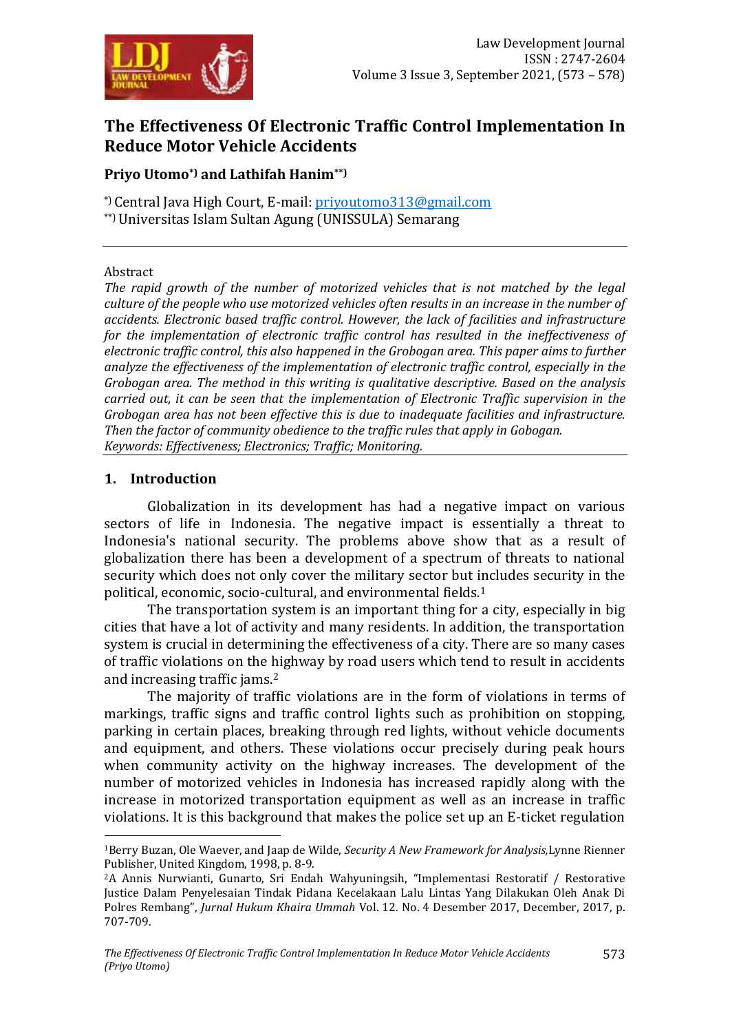# The Effectiveness Of Electronic Traffic Control Implementation In Reduce Motor Vehicle Accidents

**Priyo Utomo*) and Lathifah Hanim**)**

*) Central Java High Court, E-mail: priyoutomo313@gmail.com
**) Universitas Islam Sultan Agung (UNISSULA) Semarang

---

Abstract

*The rapid growth of the number of motorized vehicles that is not matched by the legal culture of the people who use motorized vehicles often results in an increase in the number of accidents. Electronic based traffic control. However, the lack of facilities and infrastructure for the implementation of electronic traffic control has resulted in the ineffectiveness of electronic traffic control, this also happened in the Grobogan area. This paper aims to further analyze the effectiveness of the implementation of electronic traffic control, especially in the Grobogan area. The method in this writing is qualitative descriptive. Based on the analysis carried out, it can be seen that the implementation of Electronic Traffic supervision in the Grobogan area has not been effective this is due to inadequate facilities and infrastructure. Then the factor of community obedience to the traffic rules that apply in Gobogan.*

*Keywords: Effectiveness; Electronics; Traffic; Monitoring.*

---

## 1. Introduction

Globalization in its development has had a negative impact on various sectors of life in Indonesia. The negative impact is essentially a threat to Indonesia's national security. The problems above show that as a result of globalization there has been a development of a spectrum of threats to national security which does not only cover the military sector but includes security in the political, economic, socio-cultural, and environmental fields.[1]

The transportation system is an important thing for a city, especially in big cities that have a lot of activity and many residents. In addition, the transportation system is crucial in determining the effectiveness of a city. There are so many cases of traffic violations on the highway by road users which tend to result in accidents and increasing traffic jams.[2]

The majority of traffic violations are in the form of violations in terms of markings, traffic signs and traffic control lights such as prohibition on stopping, parking in certain places, breaking through red lights, without vehicle documents and equipment, and others. These violations occur precisely during peak hours when community activity on the highway increases. The development of the number of motorized vehicles in Indonesia has increased rapidly along with the increase in motorized transportation equipment as well as an increase in traffic violations. It is this background that makes the police set up an E-ticket regulation

---

[1]Berry Buzan, Ole Waever, and Jaap de Wilde, *Security A New Framework for Analysis,*Lynne Rienner Publisher, United Kingdom, 1998, p. 8-9.

[2]A Annis Nurwianti, Gunarto, Sri Endah Wahyuningsih, "Implementasi Restoratif / Restorative Justice Dalam Penyelesaian Tindak Pidana Kecelakaan Lalu Lintas Yang Dilakukan Oleh Anak Di Polres Rembang", *Jurnal Hukum Khaira Ummah* Vol. 12. No. 4 Desember 2017, December, 2017, p. 707-709.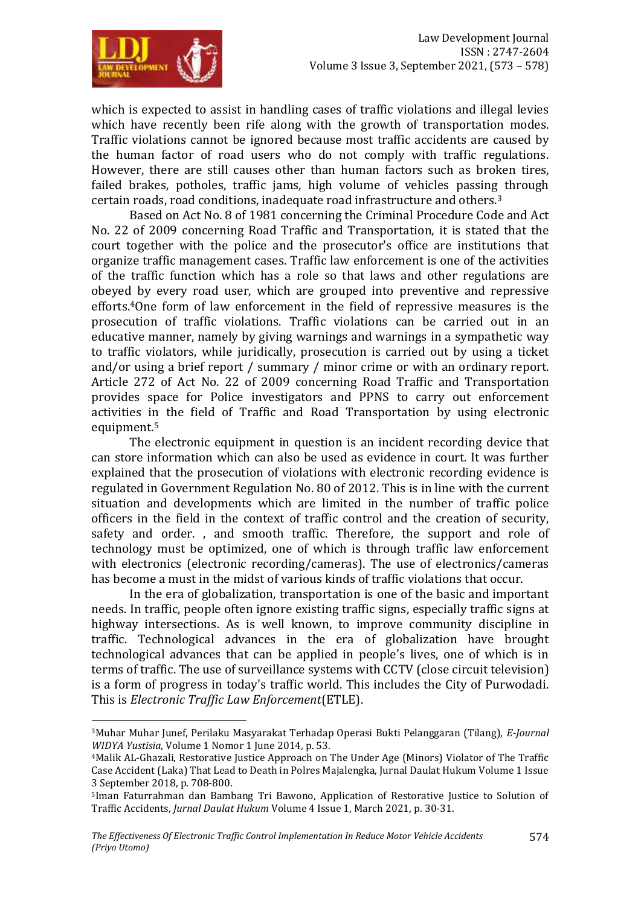which is expected to assist in handling cases of traffic violations and illegal levies which have recently been rife along with the growth of transportation modes. Traffic violations cannot be ignored because most traffic accidents are caused by the human factor of road users who do not comply with traffic regulations. However, there are still causes other than human factors such as broken tires, failed brakes, potholes, traffic jams, high volume of vehicles passing through certain roads, road conditions, inadequate road infrastructure and others.[3]

Based on Act No. 8 of 1981 concerning the Criminal Procedure Code and Act No. 22 of 2009 concerning Road Traffic and Transportation, it is stated that the court together with the police and the prosecutor's office are institutions that organize traffic management cases. Traffic law enforcement is one of the activities of the traffic function which has a role so that laws and other regulations are obeyed by every road user, which are grouped into preventive and repressive efforts.[4]One form of law enforcement in the field of repressive measures is the prosecution of traffic violations. Traffic violations can be carried out in an educative manner, namely by giving warnings and warnings in a sympathetic way to traffic violators, while juridically, prosecution is carried out by using a ticket and/or using a brief report / summary / minor crime or with an ordinary report. Article 272 of Act No. 22 of 2009 concerning Road Traffic and Transportation provides space for Police investigators and PPNS to carry out enforcement activities in the field of Traffic and Road Transportation by using electronic equipment.[5]

The electronic equipment in question is an incident recording device that can store information which can also be used as evidence in court. It was further explained that the prosecution of violations with electronic recording evidence is regulated in Government Regulation No. 80 of 2012. This is in line with the current situation and developments which are limited in the number of traffic police officers in the field in the context of traffic control and the creation of security, safety and order. , and smooth traffic. Therefore, the support and role of technology must be optimized, one of which is through traffic law enforcement with electronics (electronic recording/cameras). The use of electronics/cameras has become a must in the midst of various kinds of traffic violations that occur.

In the era of globalization, transportation is one of the basic and important needs. In traffic, people often ignore existing traffic signs, especially traffic signs at highway intersections. As is well known, to improve community discipline in traffic. Technological advances in the era of globalization have brought technological advances that can be applied in people's lives, one of which is in terms of traffic. The use of surveillance systems with CCTV (close circuit television) is a form of progress in today's traffic world. This includes the City of Purwodadi. This is *Electronic Traffic Law Enforcement*(ETLE).

---

[3]Muhar Muhar Junef, Perilaku Masyarakat Terhadap Operasi Bukti Pelanggaran (Tilang), *E-Journal WIDYA Yustisia*, Volume 1 Nomor 1 June 2014, p. 53.

[4]Malik AL-Ghazali, Restorative Justice Approach on The Under Age (Minors) Violator of The Traffic Case Accident (Laka) That Lead to Death in Polres Majalengka, Jurnal Daulat Hukum Volume 1 Issue 3 September 2018, p. 708-800.

[5]Iman Faturrahman dan Bambang Tri Bawono, Application of Restorative Justice to Solution of Traffic Accidents, *Jurnal Daulat Hukum* Volume 4 Issue 1, March 2021, p. 30-31.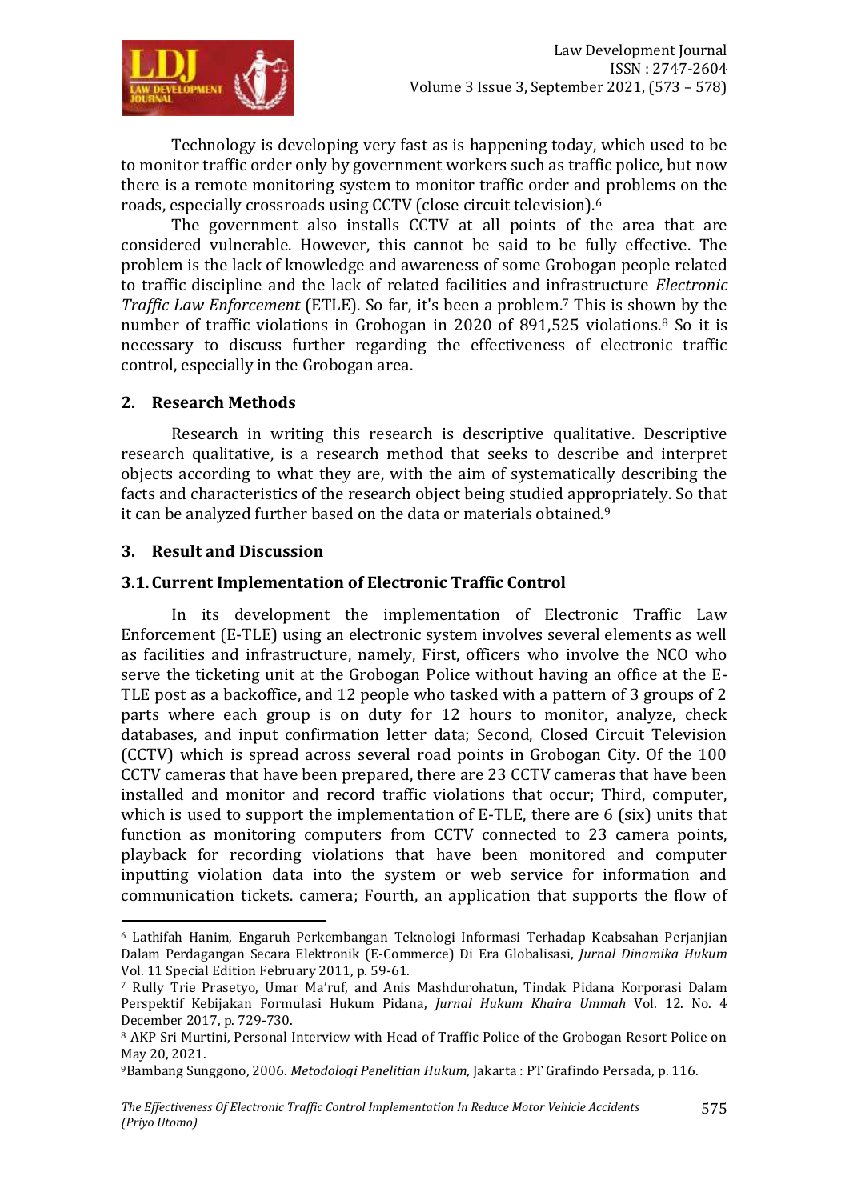Technology is developing very fast as is happening today, which used to be to monitor traffic order only by government workers such as traffic police, but now there is a remote monitoring system to monitor traffic order and problems on the roads, especially crossroads using CCTV (close circuit television).[6]

The government also installs CCTV at all points of the area that are considered vulnerable. However, this cannot be said to be fully effective. The problem is the lack of knowledge and awareness of some Grobogan people related to traffic discipline and the lack of related facilities and infrastructure *Electronic Traffic Law Enforcement* (ETLE). So far, it's been a problem.[7] This is shown by the number of traffic violations in Grobogan in 2020 of 891,525 violations.[8] So it is necessary to discuss further regarding the effectiveness of electronic traffic control, especially in the Grobogan area.

## 2. Research Methods

Research in writing this research is descriptive qualitative. Descriptive research qualitative, is a research method that seeks to describe and interpret objects according to what they are, with the aim of systematically describing the facts and characteristics of the research object being studied appropriately. So that it can be analyzed further based on the data or materials obtained.[9]

## 3. Result and Discussion

### 3.1. Current Implementation of Electronic Traffic Control

In its development the implementation of Electronic Traffic Law Enforcement (E-TLE) using an electronic system involves several elements as well as facilities and infrastructure, namely, First, officers who involve the NCO who serve the ticketing unit at the Grobogan Police without having an office at the E-TLE post as a backoffice, and 12 people who tasked with a pattern of 3 groups of 2 parts where each group is on duty for 12 hours to monitor, analyze, check databases, and input confirmation letter data; Second, Closed Circuit Television (CCTV) which is spread across several road points in Grobogan City. Of the 100 CCTV cameras that have been prepared, there are 23 CCTV cameras that have been installed and monitor and record traffic violations that occur; Third, computer, which is used to support the implementation of E-TLE, there are 6 (six) units that function as monitoring computers from CCTV connected to 23 camera points, playback for recording violations that have been monitored and computer inputting violation data into the system or web service for information and communication tickets. camera; Fourth, an application that supports the flow of

---

[6] Lathifah Hanim, Engaruh Perkembangan Teknologi Informasi Terhadap Keabsahan Perjanjian Dalam Perdagangan Secara Elektronik (E-Commerce) Di Era Globalisasi, *Jurnal Dinamika Hukum* Vol. 11 Special Edition February 2011, p. 59-61.

[7] Rully Trie Prasetyo, Umar Ma'ruf, and Anis Mashdurohatun, Tindak Pidana Korporasi Dalam Perspektif Kebijakan Formulasi Hukum Pidana, *Jurnal Hukum Khaira Ummah* Vol. 12. No. 4 December 2017, p. 729-730.

[8] AKP Sri Murtini, Personal Interview with Head of Traffic Police of the Grobogan Resort Police on May 20, 2021.

[9] Bambang Sunggono, 2006. *Metodologi Penelitian Hukum*, Jakarta : PT Grafindo Persada, p. 116.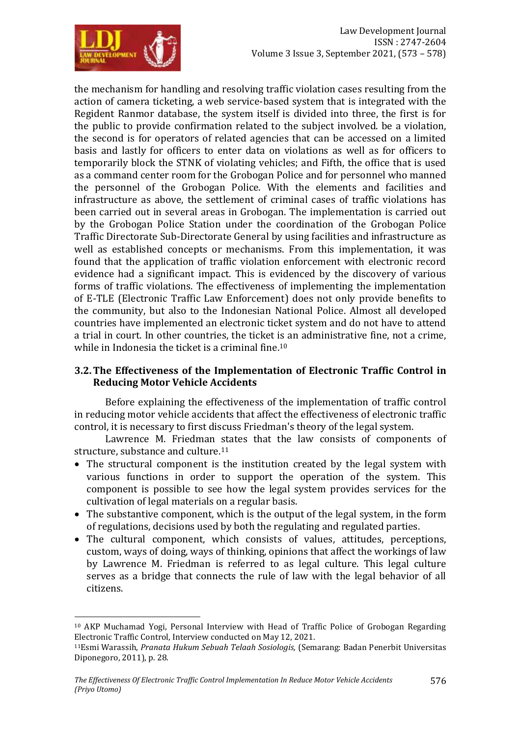the mechanism for handling and resolving traffic violation cases resulting from the action of camera ticketing, a web service-based system that is integrated with the Regident Ranmor database, the system itself is divided into three, the first is for the public to provide confirmation related to the subject involved. be a violation, the second is for operators of related agencies that can be accessed on a limited basis and lastly for officers to enter data on violations as well as for officers to temporarily block the STNK of violating vehicles; and Fifth, the office that is used as a command center room for the Grobogan Police and for personnel who manned the personnel of the Grobogan Police. With the elements and facilities and infrastructure as above, the settlement of criminal cases of traffic violations has been carried out in several areas in Grobogan. The implementation is carried out by the Grobogan Police Station under the coordination of the Grobogan Police Traffic Directorate Sub-Directorate General by using facilities and infrastructure as well as established concepts or mechanisms. From this implementation, it was found that the application of traffic violation enforcement with electronic record evidence had a significant impact. This is evidenced by the discovery of various forms of traffic violations. The effectiveness of implementing the implementation of E-TLE (Electronic Traffic Law Enforcement) does not only provide benefits to the community, but also to the Indonesian National Police. Almost all developed countries have implemented an electronic ticket system and do not have to attend a trial in court. In other countries, the ticket is an administrative fine, not a crime, while in Indonesia the ticket is a criminal fine.[10]

### 3.2. The Effectiveness of the Implementation of Electronic Traffic Control in Reducing Motor Vehicle Accidents

Before explaining the effectiveness of the implementation of traffic control in reducing motor vehicle accidents that affect the effectiveness of electronic traffic control, it is necessary to first discuss Friedman's theory of the legal system.

Lawrence M. Friedman states that the law consists of components of structure, substance and culture.[11]

- The structural component is the institution created by the legal system with various functions in order to support the operation of the system. This component is possible to see how the legal system provides services for the cultivation of legal materials on a regular basis.
- The substantive component, which is the output of the legal system, in the form of regulations, decisions used by both the regulating and regulated parties.
- The cultural component, which consists of values, attitudes, perceptions, custom, ways of doing, ways of thinking, opinions that affect the workings of law by Lawrence M. Friedman is referred to as legal culture. This legal culture serves as a bridge that connects the rule of law with the legal behavior of all citizens.

---

[10] AKP Muchamad Yogi, Personal Interview with Head of Traffic Police of Grobogan Regarding Electronic Traffic Control, Interview conducted on May 12, 2021.

[11] Esmi Warassih, *Pranata Hukum Sebuah Telaah Sosiologis,* (Semarang: Badan Penerbit Universitas Diponegoro, 2011), p. 28.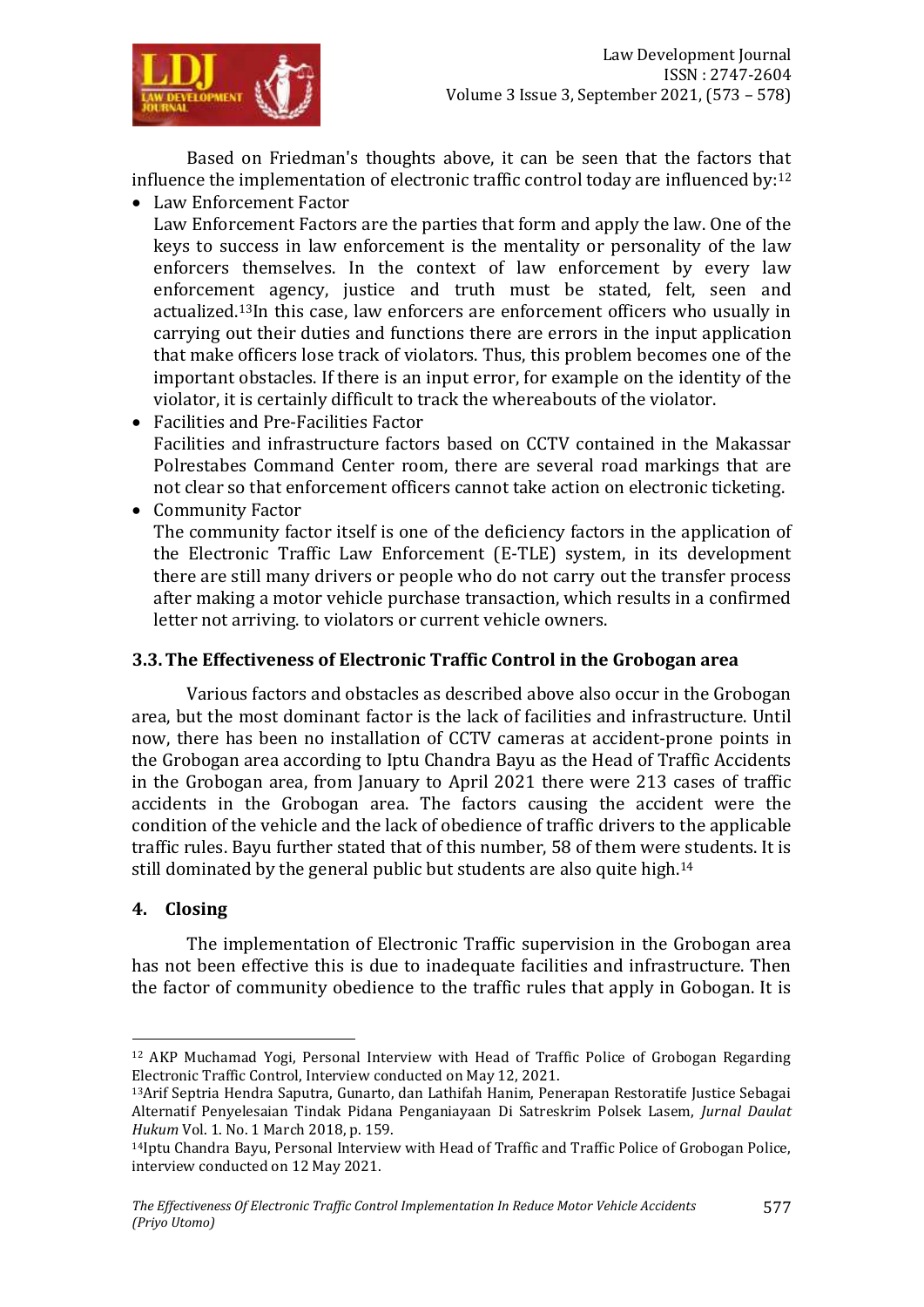Based on Friedman's thoughts above, it can be seen that the factors that influence the implementation of electronic traffic control today are influenced by:[12]

- Law Enforcement Factor

  Law Enforcement Factors are the parties that form and apply the law. One of the keys to success in law enforcement is the mentality or personality of the law enforcers themselves. In the context of law enforcement by every law enforcement agency, justice and truth must be stated, felt, seen and actualized.[13]In this case, law enforcers are enforcement officers who usually in carrying out their duties and functions there are errors in the input application that make officers lose track of violators. Thus, this problem becomes one of the important obstacles. If there is an input error, for example on the identity of the violator, it is certainly difficult to track the whereabouts of the violator.

- Facilities and Pre-Facilities Factor

  Facilities and infrastructure factors based on CCTV contained in the Makassar Polrestabes Command Center room, there are several road markings that are not clear so that enforcement officers cannot take action on electronic ticketing.

- Community Factor

  The community factor itself is one of the deficiency factors in the application of the Electronic Traffic Law Enforcement (E-TLE) system, in its development there are still many drivers or people who do not carry out the transfer process after making a motor vehicle purchase transaction, which results in a confirmed letter not arriving. to violators or current vehicle owners.

### 3.3. The Effectiveness of Electronic Traffic Control in the Grobogan area

Various factors and obstacles as described above also occur in the Grobogan area, but the most dominant factor is the lack of facilities and infrastructure. Until now, there has been no installation of CCTV cameras at accident-prone points in the Grobogan area according to Iptu Chandra Bayu as the Head of Traffic Accidents in the Grobogan area, from January to April 2021 there were 213 cases of traffic accidents in the Grobogan area. The factors causing the accident were the condition of the vehicle and the lack of obedience of traffic drivers to the applicable traffic rules. Bayu further stated that of this number, 58 of them were students. It is still dominated by the general public but students are also quite high.[14]

## 4. Closing

The implementation of Electronic Traffic supervision in the Grobogan area has not been effective this is due to inadequate facilities and infrastructure. Then the factor of community obedience to the traffic rules that apply in Gobogan. It is

---

[12] AKP Muchamad Yogi, Personal Interview with Head of Traffic Police of Grobogan Regarding Electronic Traffic Control, Interview conducted on May 12, 2021.

[13] Arif Septria Hendra Saputra, Gunarto, dan Lathifah Hanim, Penerapan Restoratife Justice Sebagai Alternatif Penyelesaian Tindak Pidana Penganiayaan Di Satreskrim Polsek Lasem, *Jurnal Daulat Hukum* Vol. 1. No. 1 March 2018, p. 159.

[14] Iptu Chandra Bayu, Personal Interview with Head of Traffic and Traffic Police of Grobogan Police, interview conducted on 12 May 2021.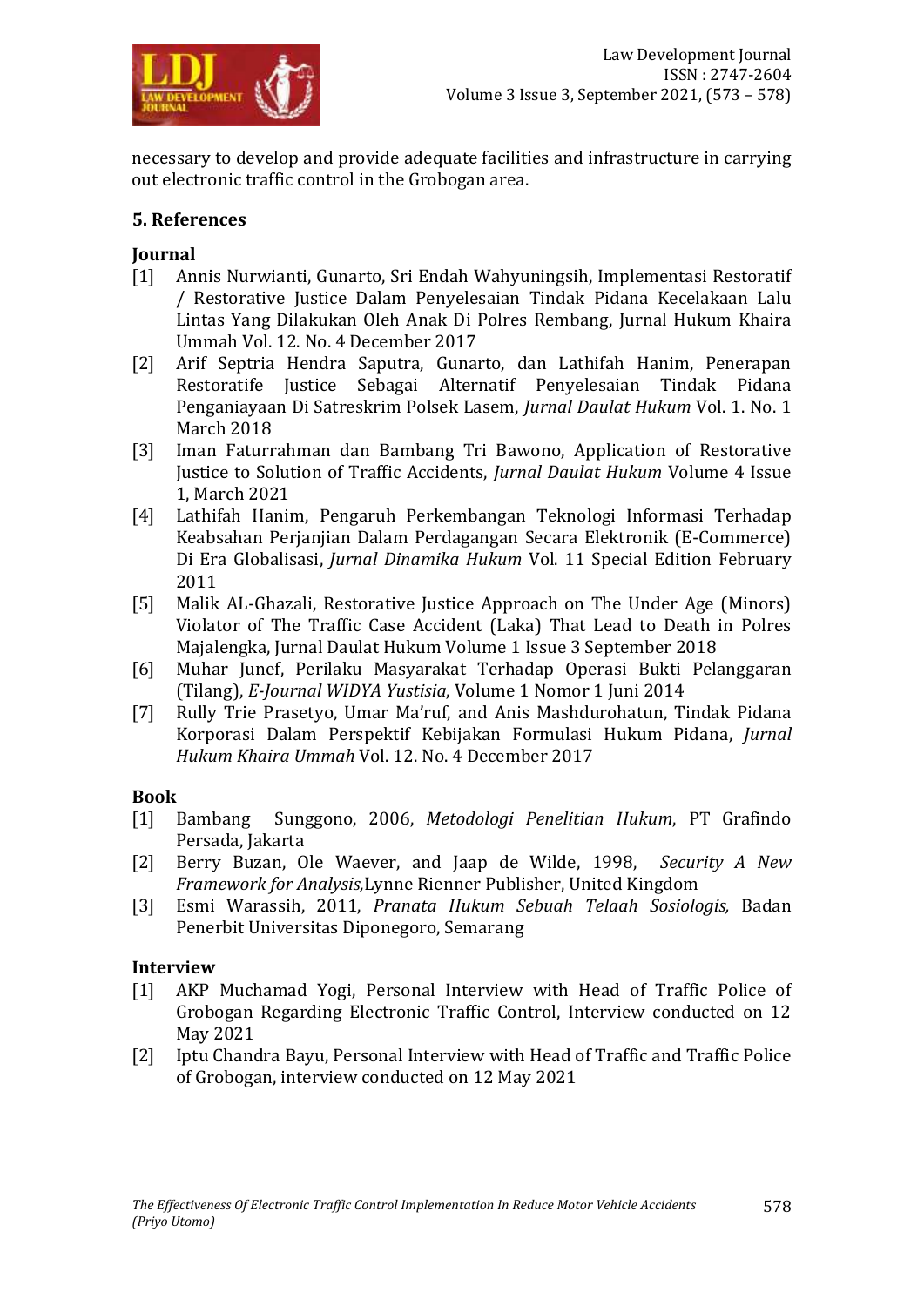necessary to develop and provide adequate facilities and infrastructure in carrying out electronic traffic control in the Grobogan area.

## 5. References

### Journal

[1] Annis Nurwianti, Gunarto, Sri Endah Wahyuningsih, Implementasi Restoratif / Restorative Justice Dalam Penyelesaian Tindak Pidana Kecelakaan Lalu Lintas Yang Dilakukan Oleh Anak Di Polres Rembang, Jurnal Hukum Khaira Ummah Vol. 12. No. 4 December 2017

[2] Arif Septria Hendra Saputra, Gunarto, dan Lathifah Hanim, Penerapan Restoratife Justice Sebagai Alternatif Penyelesaian Tindak Pidana Penganiayaan Di Satreskrim Polsek Lasem, *Jurnal Daulat Hukum* Vol. 1. No. 1 March 2018

[3] Iman Faturrahman dan Bambang Tri Bawono, Application of Restorative Justice to Solution of Traffic Accidents, *Jurnal Daulat Hukum* Volume 4 Issue 1, March 2021

[4] Lathifah Hanim, Pengaruh Perkembangan Teknologi Informasi Terhadap Keabsahan Perjanjian Dalam Perdagangan Secara Elektronik (E-Commerce) Di Era Globalisasi, *Jurnal Dinamika Hukum* Vol. 11 Special Edition February 2011

[5] Malik AL-Ghazali, Restorative Justice Approach on The Under Age (Minors) Violator of The Traffic Case Accident (Laka) That Lead to Death in Polres Majalengka, Jurnal Daulat Hukum Volume 1 Issue 3 September 2018

[6] Muhar Junef, Perilaku Masyarakat Terhadap Operasi Bukti Pelanggaran (Tilang), *E-Journal WIDYA Yustisia*, Volume 1 Nomor 1 Juni 2014

[7] Rully Trie Prasetyo, Umar Ma'ruf, and Anis Mashdurohatun, Tindak Pidana Korporasi Dalam Perspektif Kebijakan Formulasi Hukum Pidana, *Jurnal Hukum Khaira Ummah* Vol. 12. No. 4 December 2017

### Book

[1] Bambang Sunggono, 2006, *Metodologi Penelitian Hukum*, PT Grafindo Persada, Jakarta

[2] Berry Buzan, Ole Waever, and Jaap de Wilde, 1998, *Security A New Framework for Analysis,*Lynne Rienner Publisher, United Kingdom

[3] Esmi Warassih, 2011, *Pranata Hukum Sebuah Telaah Sosiologis,* Badan Penerbit Universitas Diponegoro, Semarang

### Interview

[1] AKP Muchamad Yogi, Personal Interview with Head of Traffic Police of Grobogan Regarding Electronic Traffic Control, Interview conducted on 12 May 2021

[2] Iptu Chandra Bayu, Personal Interview with Head of Traffic and Traffic Police of Grobogan, interview conducted on 12 May 2021